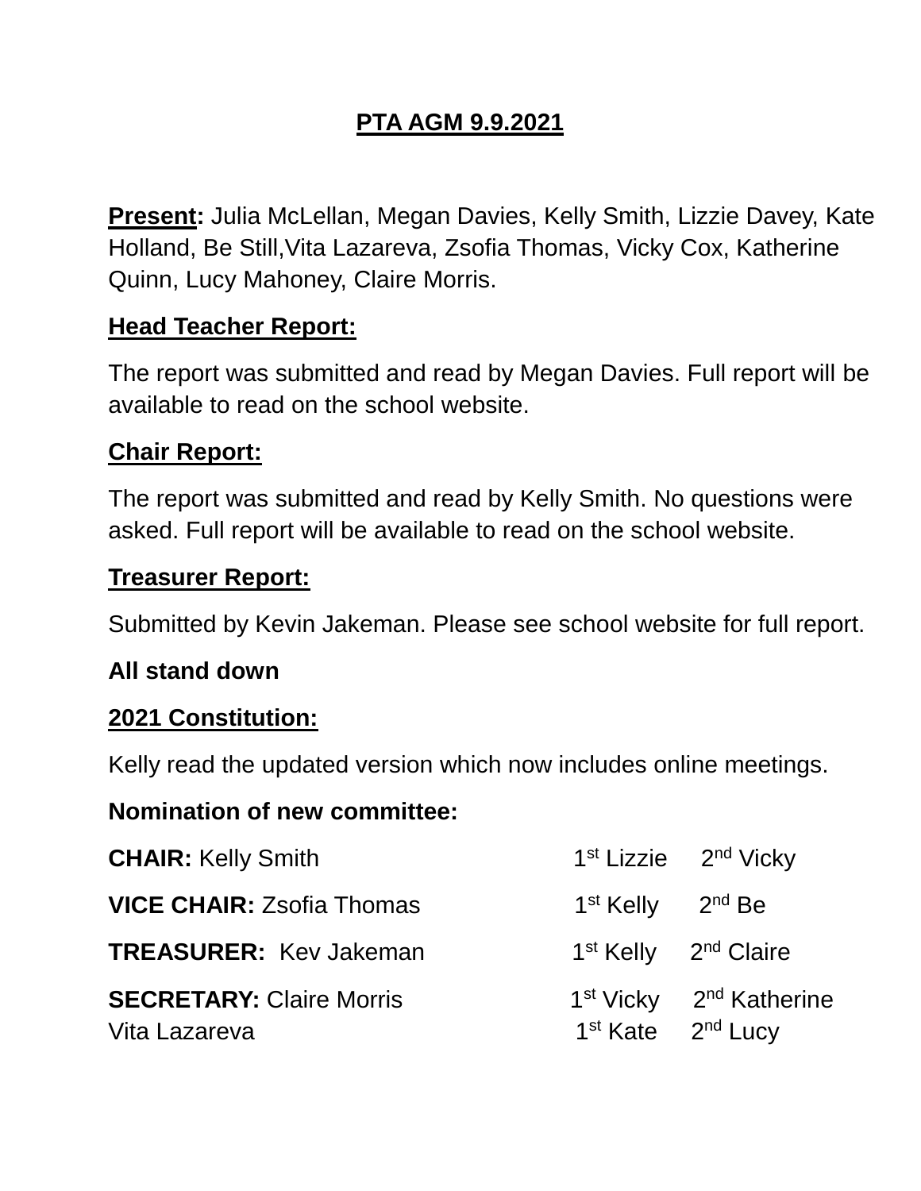# PTA AGM 9.9.2021

**Present:** Julia McLellan, Megan Davies, Kelly Smith, Lizzie Davey, Kate Holland, Be Still,Vita Lazareva, Zsofia Thomas, Vicky Cox, Katherine Quinn, Lucy Mahoney, Claire Morris.

**Head Teacher Report:**

The report was submitted and read by Megan Davies. Full report will be available to read on the school website.

**Chair Report:**

The report was submitted and read by Kelly Smith. No questions were asked. Full report will be available to read on the school website.

**Treasurer Report:**

Submitted by Kevin Jakeman. Please see school website for full report.

**All stand down**

**2021 Constitution:**

Kelly read the updated version which now includes online meetings.

**Nomination of new committee:**

| | | |
|---|---|---|
| **CHAIR:** Kelly Smith | 1st Lizzie | 2nd Vicky |
| **VICE CHAIR:** Zsofia Thomas | 1st Kelly | 2nd Be |
| **TREASURER:** Kev Jakeman | 1st Kelly | 2nd Claire |
| **SECRETARY:** Claire Morris | 1st Vicky | 2nd Katherine |
| Vita Lazareva | 1st Kate | 2nd Lucy |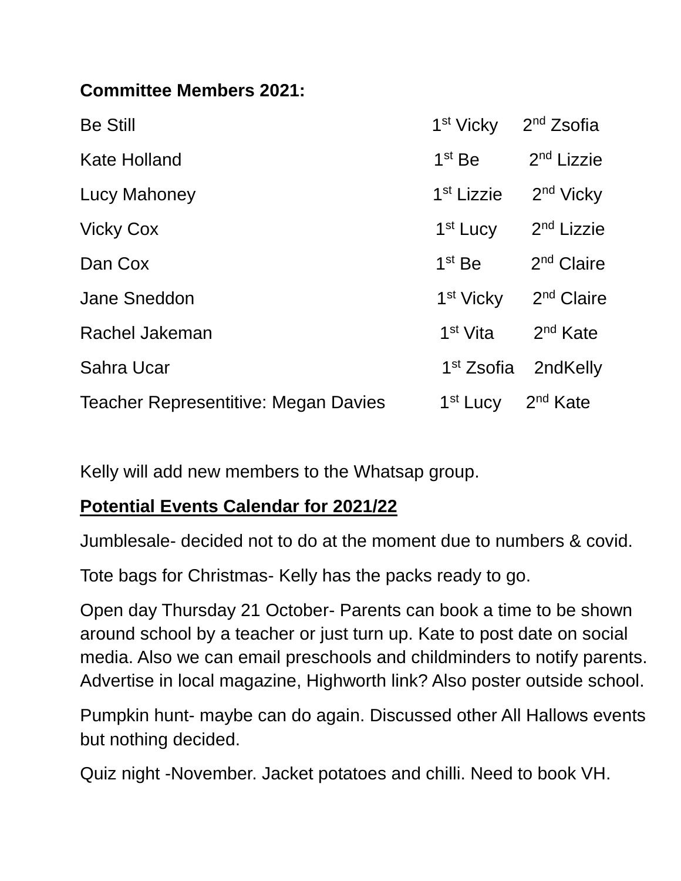**Committee Members 2021:**

| | | |
|---|---|---|
| Be Still | 1st Vicky | 2nd Zsofia |
| Kate Holland | 1st Be | 2nd Lizzie |
| Lucy Mahoney | 1st Lizzie | 2nd Vicky |
| Vicky Cox | 1st Lucy | 2nd Lizzie |
| Dan Cox | 1st Be | 2nd Claire |
| Jane Sneddon | 1st Vicky | 2nd Claire |
| Rachel Jakeman | 1st Vita | 2nd Kate |
| Sahra Ucar | 1st Zsofia | 2ndKelly |
| Teacher Representitive: Megan Davies | 1st Lucy | 2nd Kate |

Kelly will add new members to the Whatsap group.

**<u>Potential Events Calendar for 2021/22</u>**

Jumblesale- decided not to do at the moment due to numbers & covid.

Tote bags for Christmas- Kelly has the packs ready to go.

Open day Thursday 21 October- Parents can book a time to be shown around school by a teacher or just turn up. Kate to post date on social media. Also we can email preschools and childminders to notify parents. Advertise in local magazine, Highworth link? Also poster outside school.

Pumpkin hunt- maybe can do again. Discussed other All Hallows events but nothing decided.

Quiz night -November. Jacket potatoes and chilli. Need to book VH.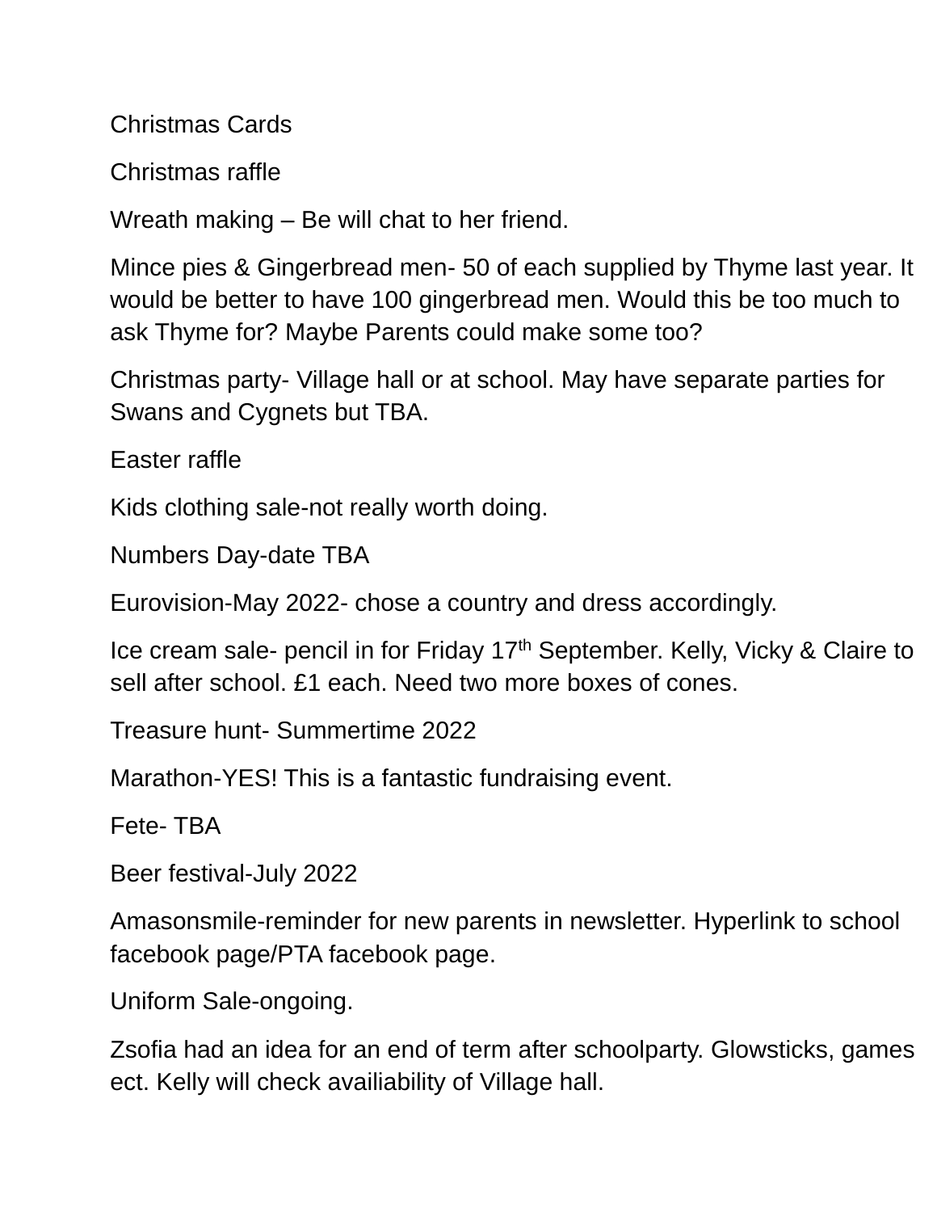Christmas Cards

Christmas raffle

Wreath making – Be will chat to her friend.

Mince pies & Gingerbread men- 50 of each supplied by Thyme last year. It would be better to have 100 gingerbread men. Would this be too much to ask Thyme for? Maybe Parents could make some too?

Christmas party- Village hall or at school. May have separate parties for Swans and Cygnets but TBA.

Easter raffle

Kids clothing sale-not really worth doing.

Numbers Day-date TBA

Eurovision-May 2022- chose a country and dress accordingly.

Ice cream sale- pencil in for Friday 17th September. Kelly, Vicky & Claire to sell after school. £1 each. Need two more boxes of cones.

Treasure hunt- Summertime 2022

Marathon-YES! This is a fantastic fundraising event.

Fete- TBA

Beer festival-July 2022

Amasonsmile-reminder for new parents in newsletter. Hyperlink to school facebook page/PTA facebook page.

Uniform Sale-ongoing.

Zsofia had an idea for an end of term after schoolparty. Glowsticks, games ect. Kelly will check availiability of Village hall.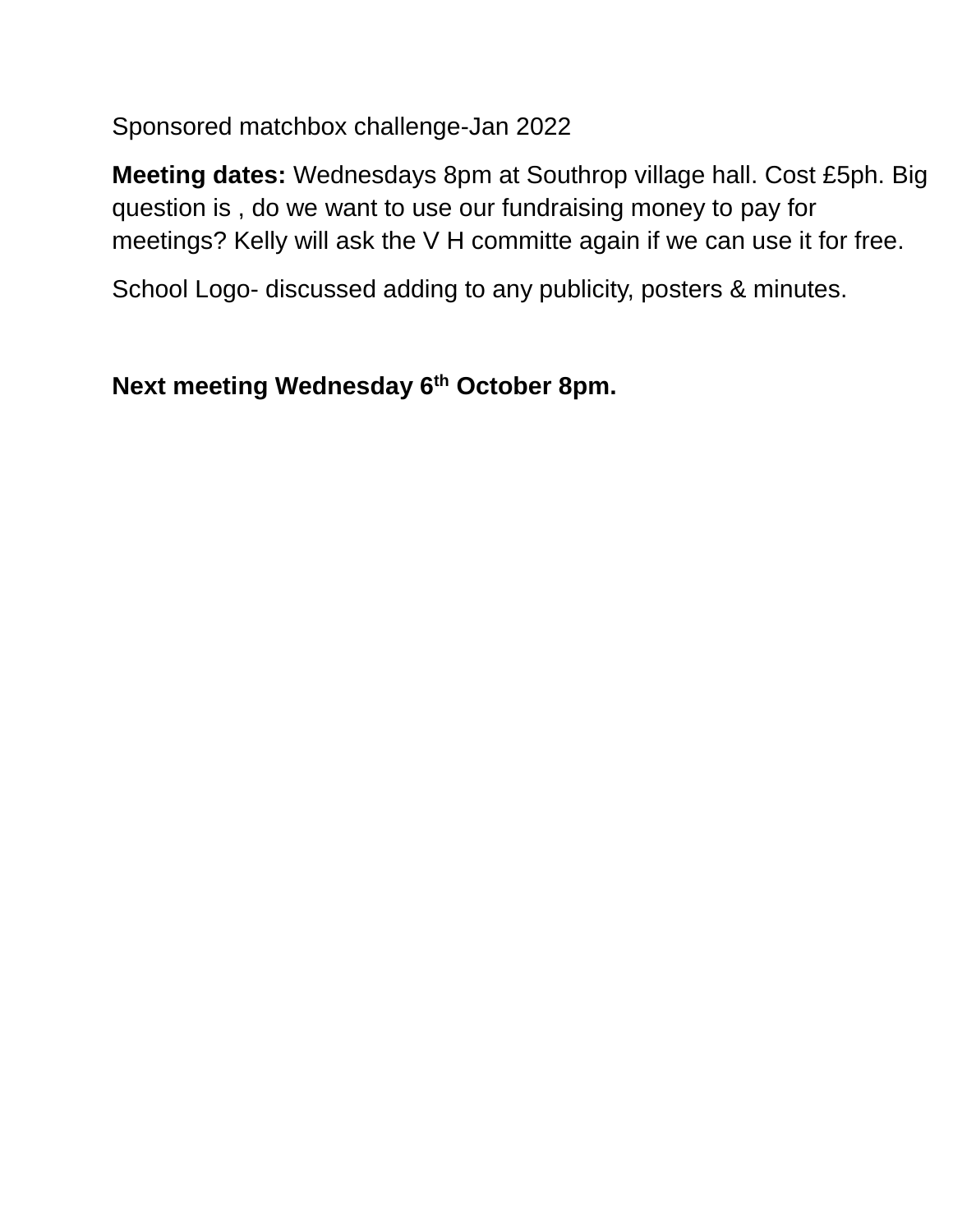Sponsored matchbox challenge-Jan 2022

**Meeting dates:** Wednesdays 8pm at Southrop village hall. Cost £5ph. Big question is , do we want to use our fundraising money to pay for meetings? Kelly will ask the V H committe again if we can use it for free.

School Logo- discussed adding to any publicity, posters & minutes.

**Next meeting Wednesday 6th October 8pm.**